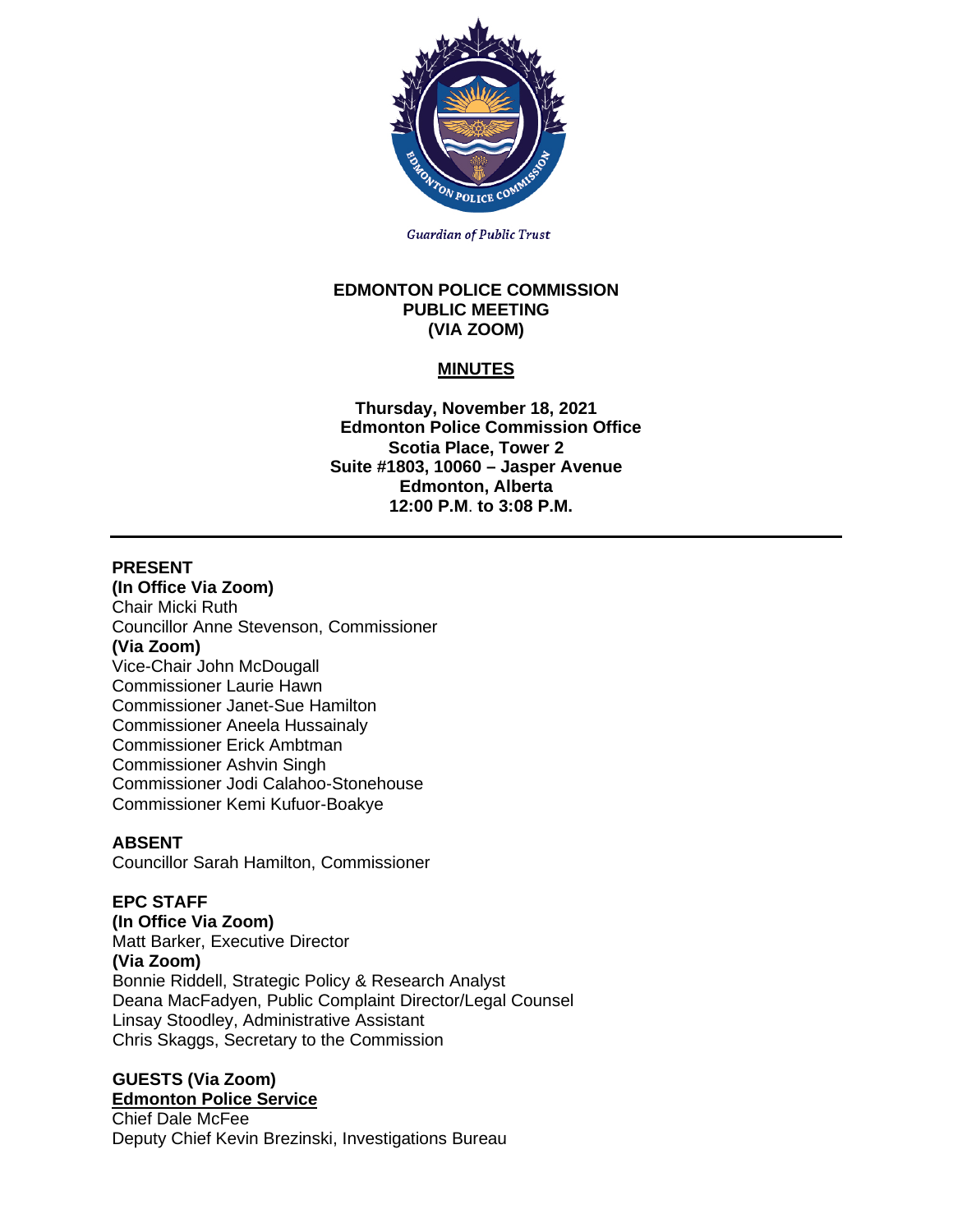*Guardian of Public Trust*

**EDMONTON POLICE COMMISSION**
**PUBLIC MEETING**
**(VIA ZOOM)**

**MINUTES**

**Thursday, November 18, 2021**
**Edmonton Police Commission Office**
**Scotia Place, Tower 2**
**Suite #1803, 10060 – Jasper Avenue**
**Edmonton, Alberta**
**12:00 P.M. to 3:08 P.M.**

---

**PRESENT**
**(In Office Via Zoom)**
Chair Micki Ruth
Councillor Anne Stevenson, Commissioner
**(Via Zoom)**
Vice-Chair John McDougall
Commissioner Laurie Hawn
Commissioner Janet-Sue Hamilton
Commissioner Aneela Hussainaly
Commissioner Erick Ambtman
Commissioner Ashvin Singh
Commissioner Jodi Calahoo-Stonehouse
Commissioner Kemi Kufuor-Boakye

**ABSENT**
Councillor Sarah Hamilton, Commissioner

**EPC STAFF**
**(In Office Via Zoom)**
Matt Barker, Executive Director
**(Via Zoom)**
Bonnie Riddell, Strategic Policy & Research Analyst
Deana MacFadyen, Public Complaint Director/Legal Counsel
Linsay Stoodley, Administrative Assistant
Chris Skaggs, Secretary to the Commission

**GUESTS (Via Zoom)**
**Edmonton Police Service**
Chief Dale McFee
Deputy Chief Kevin Brezinski, Investigations Bureau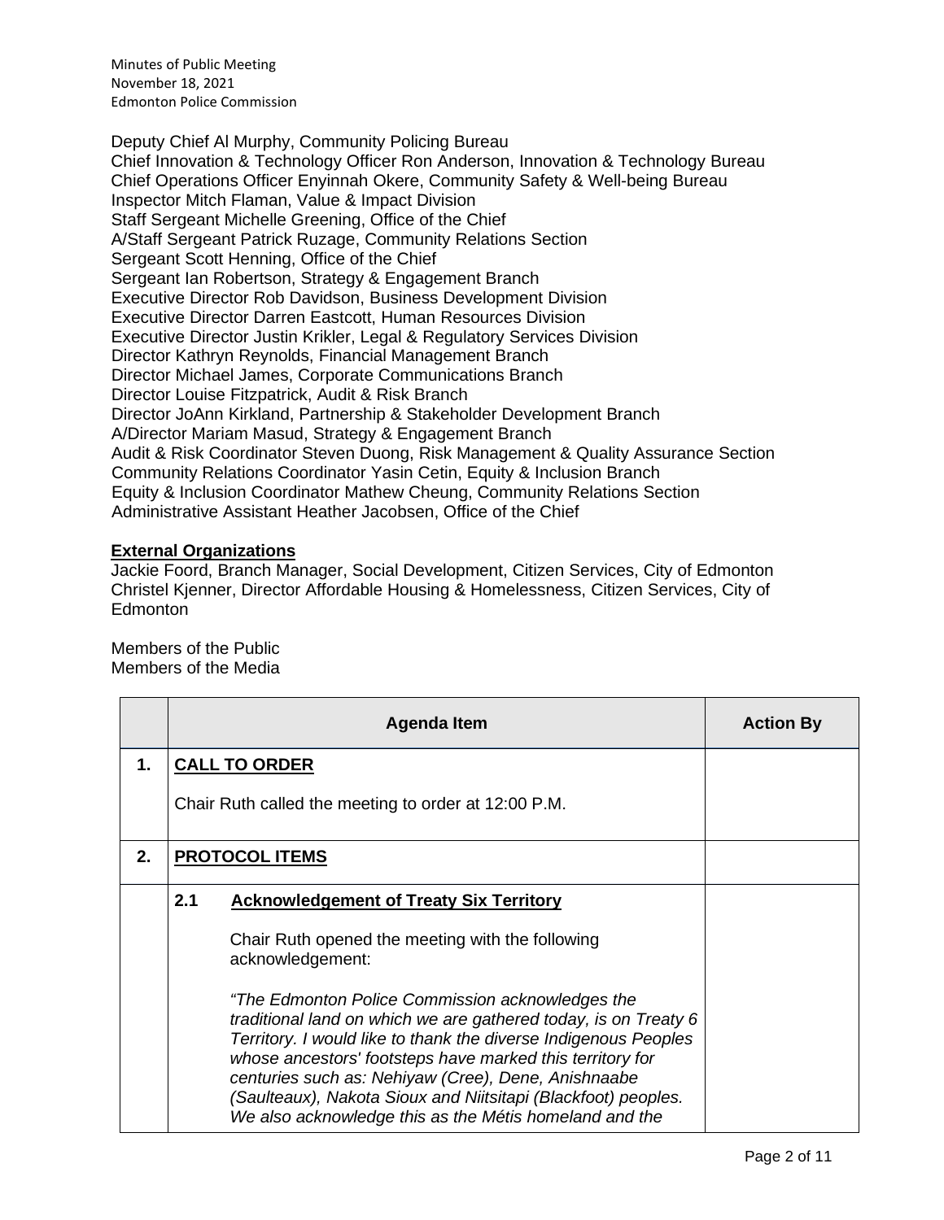Deputy Chief Al Murphy, Community Policing Bureau
Chief Innovation & Technology Officer Ron Anderson, Innovation & Technology Bureau
Chief Operations Officer Enyinnah Okere, Community Safety & Well-being Bureau
Inspector Mitch Flaman, Value & Impact Division
Staff Sergeant Michelle Greening, Office of the Chief
A/Staff Sergeant Patrick Ruzage, Community Relations Section
Sergeant Scott Henning, Office of the Chief
Sergeant Ian Robertson, Strategy & Engagement Branch
Executive Director Rob Davidson, Business Development Division
Executive Director Darren Eastcott, Human Resources Division
Executive Director Justin Krikler, Legal & Regulatory Services Division
Director Kathryn Reynolds, Financial Management Branch
Director Michael James, Corporate Communications Branch
Director Louise Fitzpatrick, Audit & Risk Branch
Director JoAnn Kirkland, Partnership & Stakeholder Development Branch
A/Director Mariam Masud, Strategy & Engagement Branch
Audit & Risk Coordinator Steven Duong, Risk Management & Quality Assurance Section
Community Relations Coordinator Yasin Cetin, Equity & Inclusion Branch
Equity & Inclusion Coordinator Mathew Cheung, Community Relations Section
Administrative Assistant Heather Jacobsen, Office of the Chief

**External Organizations**
Jackie Foord, Branch Manager, Social Development, Citizen Services, City of Edmonton
Christel Kjenner, Director Affordable Housing & Homelessness, Citizen Services, City of Edmonton

Members of the Public
Members of the Media

| | Agenda Item | Action By |
|---|---|---|
| 1. | **CALL TO ORDER**<br><br>Chair Ruth called the meeting to order at 12:00 P.M. | |
| 2. | **PROTOCOL ITEMS** | |
| | **2.1 Acknowledgement of Treaty Six Territory**<br><br>Chair Ruth opened the meeting with the following acknowledgement:<br><br>*"The Edmonton Police Commission acknowledges the traditional land on which we are gathered today, is on Treaty 6 Territory. I would like to thank the diverse Indigenous Peoples whose ancestors' footsteps have marked this territory for centuries such as: Nehiyaw (Cree), Dene, Anishnaabe (Saulteaux), Nakota Sioux and Niitsitapi (Blackfoot) peoples. We also acknowledge this as the Métis homeland and the* | |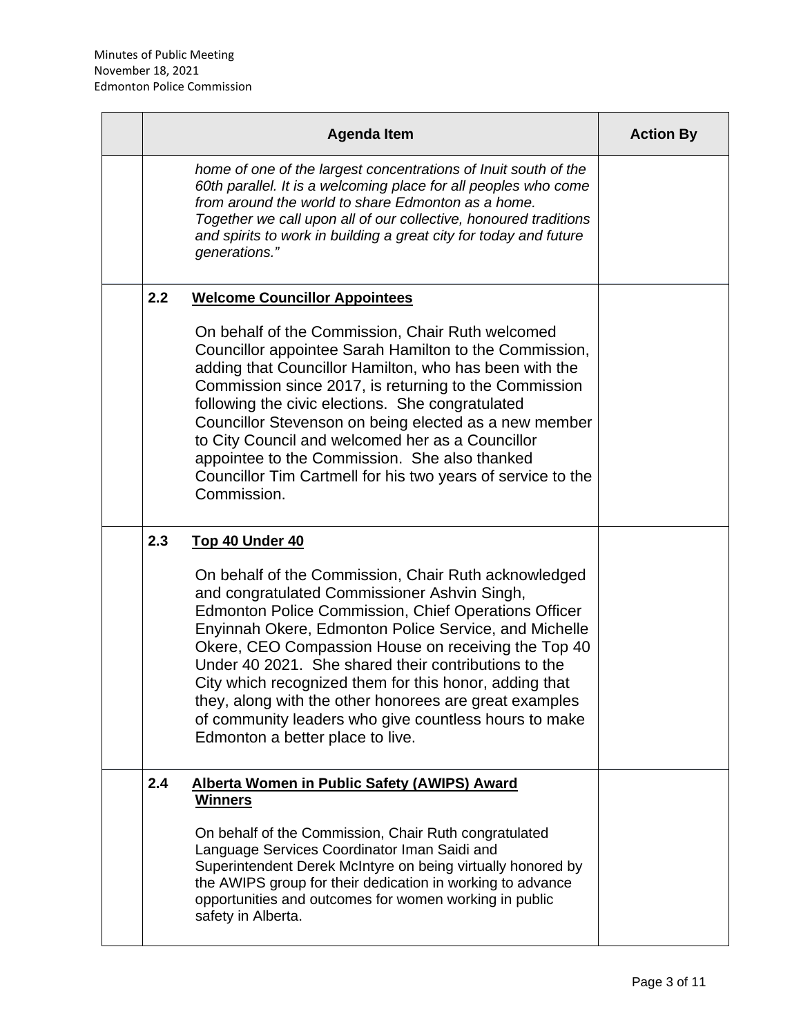|  | Agenda Item | Action By |
|---|---|---|
|  | *home of one of the largest concentrations of Inuit south of the 60th parallel. It is a welcoming place for all peoples who come from around the world to share Edmonton as a home. Together we call upon all of our collective, honoured traditions and spirits to work in building a great city for today and future generations."* |  |
|  | **2.2 Welcome Councillor Appointees**<br><br>On behalf of the Commission, Chair Ruth welcomed Councillor appointee Sarah Hamilton to the Commission, adding that Councillor Hamilton, who has been with the Commission since 2017, is returning to the Commission following the civic elections. She congratulated Councillor Stevenson on being elected as a new member to City Council and welcomed her as a Councillor appointee to the Commission. She also thanked Councillor Tim Cartmell for his two years of service to the Commission. |  |
|  | **2.3 Top 40 Under 40**<br><br>On behalf of the Commission, Chair Ruth acknowledged and congratulated Commissioner Ashvin Singh, Edmonton Police Commission, Chief Operations Officer Enyinnah Okere, Edmonton Police Service, and Michelle Okere, CEO Compassion House on receiving the Top 40 Under 40 2021. She shared their contributions to the City which recognized them for this honor, adding that they, along with the other honorees are great examples of community leaders who give countless hours to make Edmonton a better place to live. |  |
|  | **2.4 Alberta Women in Public Safety (AWIPS) Award Winners**<br><br>On behalf of the Commission, Chair Ruth congratulated Language Services Coordinator Iman Saidi and Superintendent Derek McIntyre on being virtually honored by the AWIPS group for their dedication in working to advance opportunities and outcomes for women working in public safety in Alberta. |  |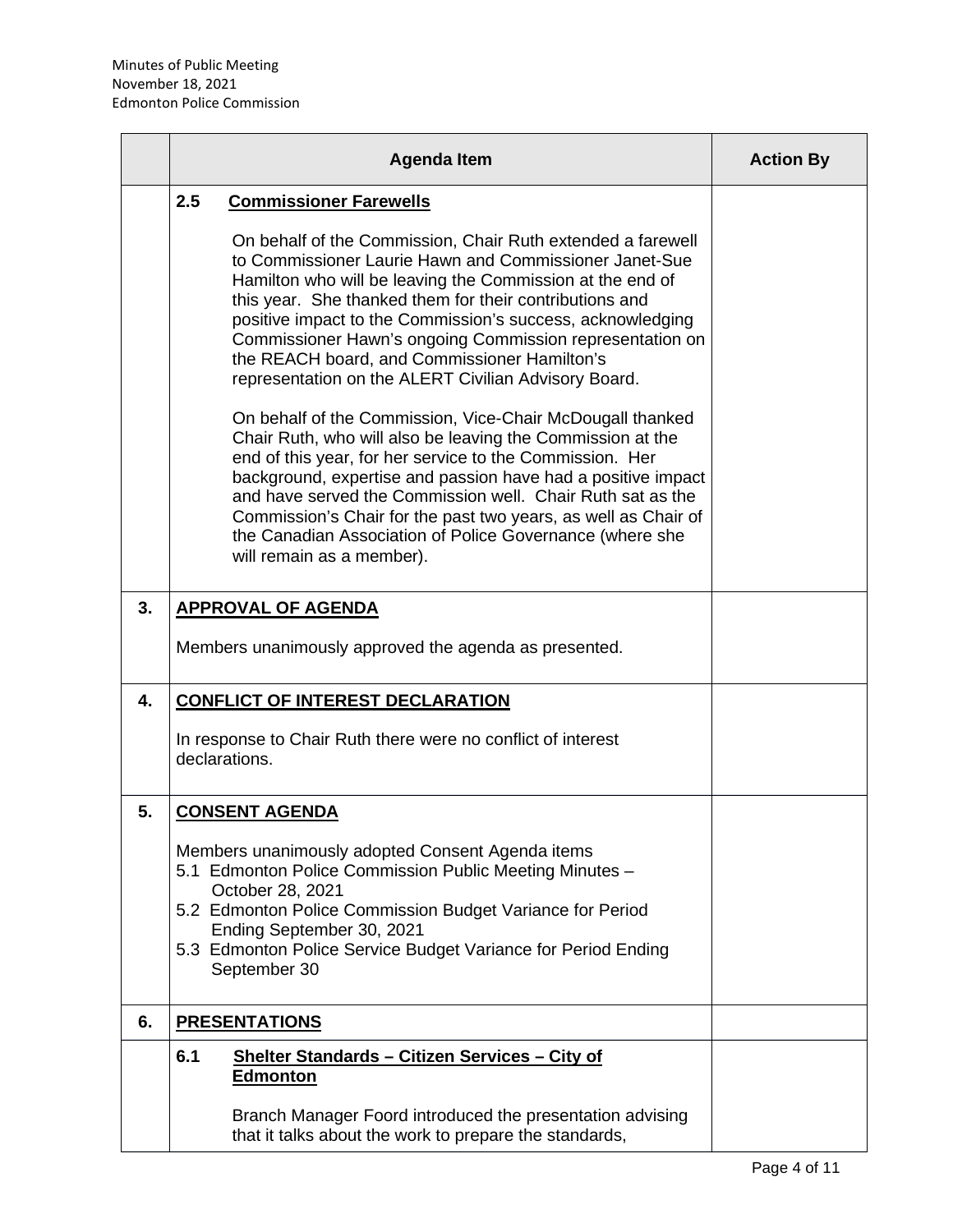| | Agenda Item | Action By |
|---|---|---|
| | **2.5 Commissioner Farewells**<br><br>On behalf of the Commission, Chair Ruth extended a farewell to Commissioner Laurie Hawn and Commissioner Janet-Sue Hamilton who will be leaving the Commission at the end of this year. She thanked them for their contributions and positive impact to the Commission's success, acknowledging Commissioner Hawn's ongoing Commission representation on the REACH board, and Commissioner Hamilton's representation on the ALERT Civilian Advisory Board.<br><br>On behalf of the Commission, Vice-Chair McDougall thanked Chair Ruth, who will also be leaving the Commission at the end of this year, for her service to the Commission. Her background, expertise and passion have had a positive impact and have served the Commission well. Chair Ruth sat as the Commission's Chair for the past two years, as well as Chair of the Canadian Association of Police Governance (where she will remain as a member). | |
| 3. | **APPROVAL OF AGENDA**<br><br>Members unanimously approved the agenda as presented. | |
| 4. | **CONFLICT OF INTEREST DECLARATION**<br><br>In response to Chair Ruth there were no conflict of interest declarations. | |
| 5. | **CONSENT AGENDA**<br><br>Members unanimously adopted Consent Agenda items<br>5.1 Edmonton Police Commission Public Meeting Minutes – October 28, 2021<br>5.2 Edmonton Police Commission Budget Variance for Period Ending September 30, 2021<br>5.3 Edmonton Police Service Budget Variance for Period Ending September 30 | |
| 6. | **PRESENTATIONS** | |
| | **6.1 Shelter Standards – Citizen Services – City of Edmonton**<br><br>Branch Manager Foord introduced the presentation advising that it talks about the work to prepare the standards, | |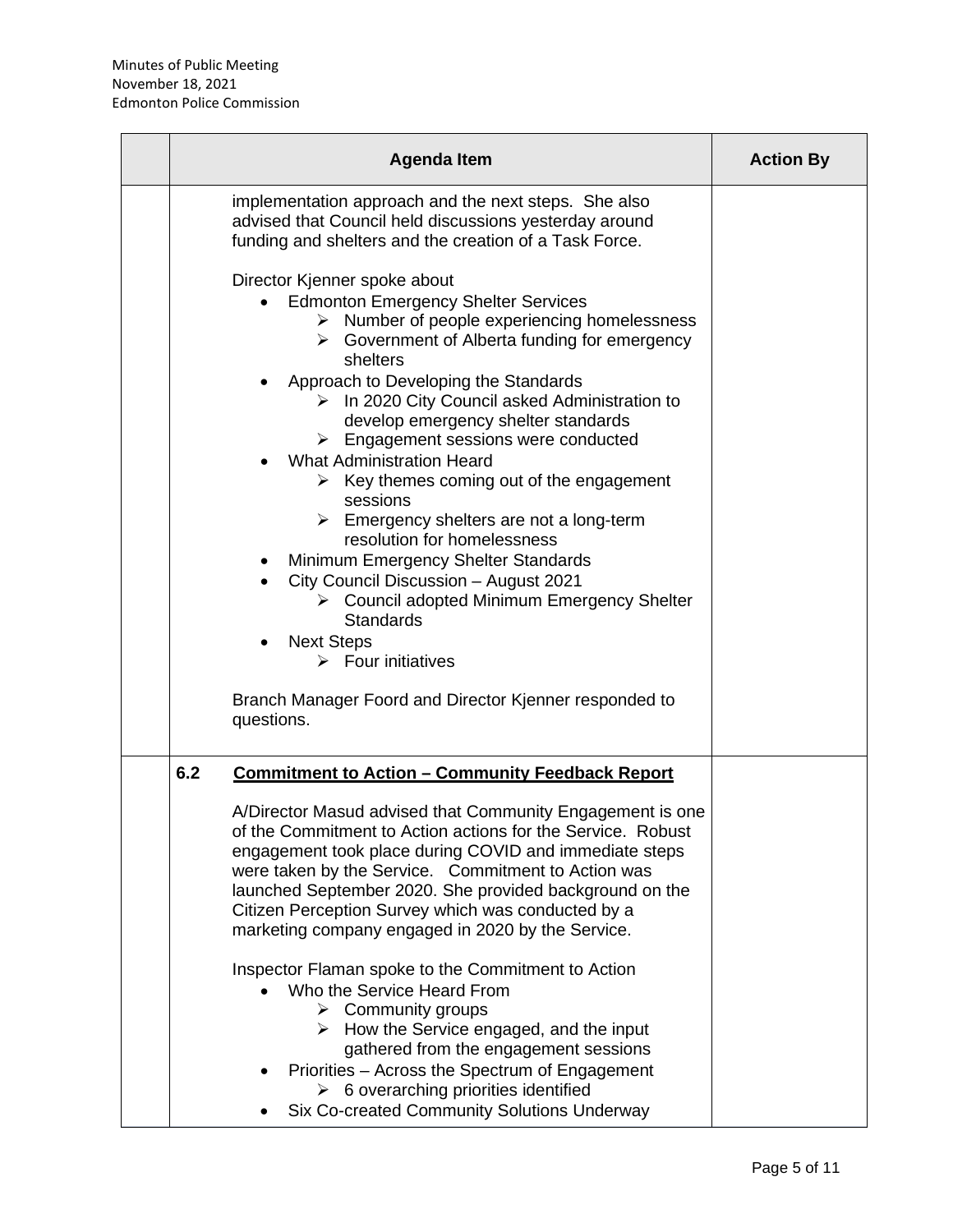| | Agenda Item | Action By |
|---|---|---|
| | implementation approach and the next steps. She also advised that Council held discussions yesterday around funding and shelters and the creation of a Task Force.<br><br>Director Kjenner spoke about<br>• Edmonton Emergency Shelter Services<br>&nbsp;&nbsp;&nbsp;➢ Number of people experiencing homelessness<br>&nbsp;&nbsp;&nbsp;➢ Government of Alberta funding for emergency shelters<br>• Approach to Developing the Standards<br>&nbsp;&nbsp;&nbsp;➢ In 2020 City Council asked Administration to develop emergency shelter standards<br>&nbsp;&nbsp;&nbsp;➢ Engagement sessions were conducted<br>• What Administration Heard<br>&nbsp;&nbsp;&nbsp;➢ Key themes coming out of the engagement sessions<br>&nbsp;&nbsp;&nbsp;➢ Emergency shelters are not a long-term resolution for homelessness<br>• Minimum Emergency Shelter Standards<br>• City Council Discussion – August 2021<br>&nbsp;&nbsp;&nbsp;➢ Council adopted Minimum Emergency Shelter Standards<br>• Next Steps<br>&nbsp;&nbsp;&nbsp;➢ Four initiatives<br><br>Branch Manager Foord and Director Kjenner responded to questions. | |
| | **6.2 <u>Commitment to Action – Community Feedback Report</u>**<br><br>A/Director Masud advised that Community Engagement is one of the Commitment to Action actions for the Service. Robust engagement took place during COVID and immediate steps were taken by the Service. Commitment to Action was launched September 2020. She provided background on the Citizen Perception Survey which was conducted by a marketing company engaged in 2020 by the Service.<br><br>Inspector Flaman spoke to the Commitment to Action<br>• Who the Service Heard From<br>&nbsp;&nbsp;&nbsp;➢ Community groups<br>&nbsp;&nbsp;&nbsp;➢ How the Service engaged, and the input gathered from the engagement sessions<br>• Priorities – Across the Spectrum of Engagement<br>&nbsp;&nbsp;&nbsp;➢ 6 overarching priorities identified<br>• Six Co-created Community Solutions Underway | |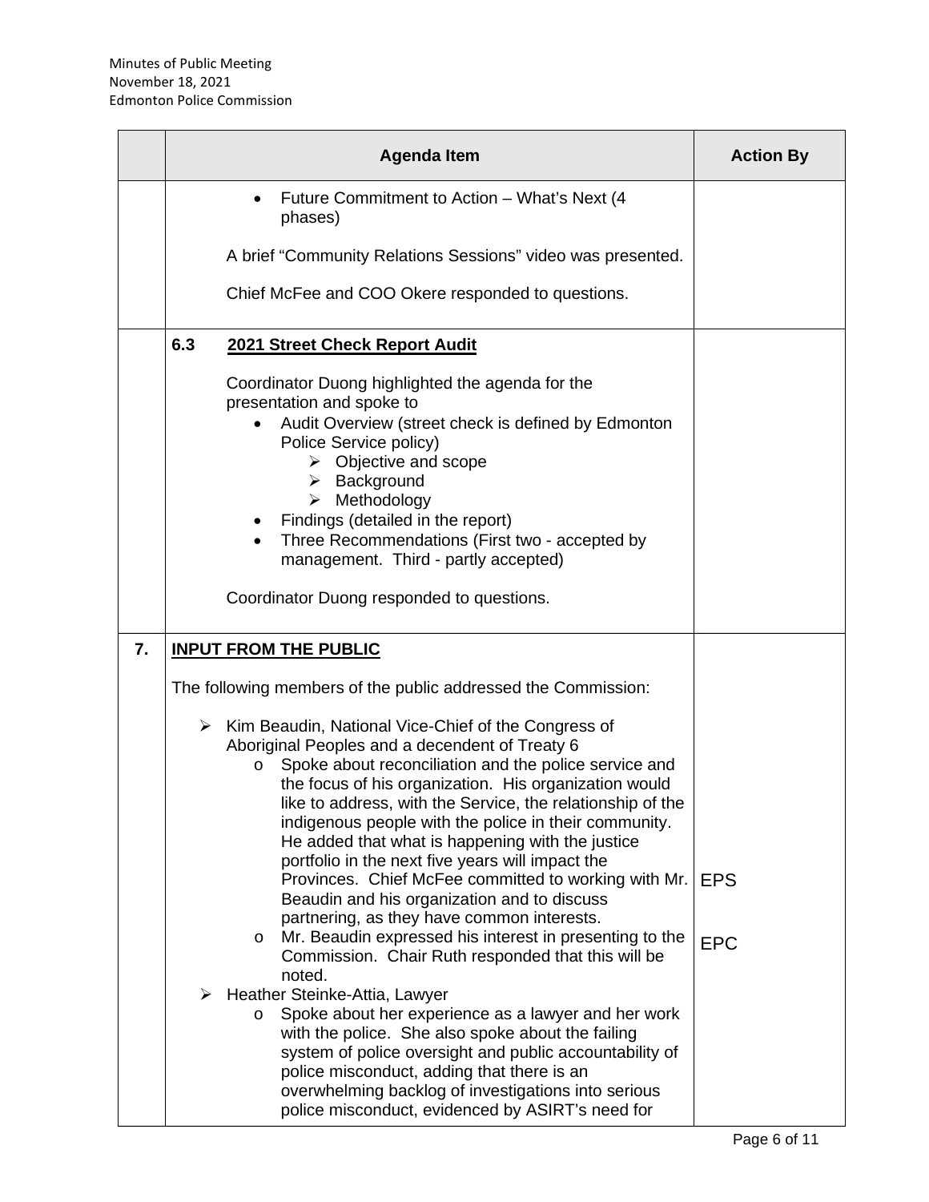| | Agenda Item | Action By |
|---|---|---|
| | • Future Commitment to Action – What's Next (4 phases)<br><br>A brief "Community Relations Sessions" video was presented.<br><br>Chief McFee and COO Okere responded to questions. | |
| | **6.3 2021 Street Check Report Audit**<br><br>Coordinator Duong highlighted the agenda for the presentation and spoke to<br>• Audit Overview (street check is defined by Edmonton Police Service policy)<br>  ➢ Objective and scope<br>  ➢ Background<br>  ➢ Methodology<br>• Findings (detailed in the report)<br>• Three Recommendations (First two - accepted by management. Third - partly accepted)<br><br>Coordinator Duong responded to questions. | |
| **7.** | **INPUT FROM THE PUBLIC**<br><br>The following members of the public addressed the Commission:<br><br>➢ Kim Beaudin, National Vice-Chief of the Congress of Aboriginal Peoples and a decendent of Treaty 6<br>  o Spoke about reconciliation and the police service and the focus of his organization. His organization would like to address, with the Service, the relationship of the indigenous people with the police in their community. He added that what is happening with the justice portfolio in the next five years will impact the Provinces. Chief McFee committed to working with Mr. Beaudin and his organization and to discuss partnering, as they have common interests.<br>  o Mr. Beaudin expressed his interest in presenting to the Commission. Chair Ruth responded that this will be noted.<br>➢ Heather Steinke-Attia, Lawyer<br>  o Spoke about her experience as a lawyer and her work with the police. She also spoke about the failing system of police oversight and public accountability of police misconduct, adding that there is an overwhelming backlog of investigations into serious police misconduct, evidenced by ASIRT's need for | EPS<br><br>EPC |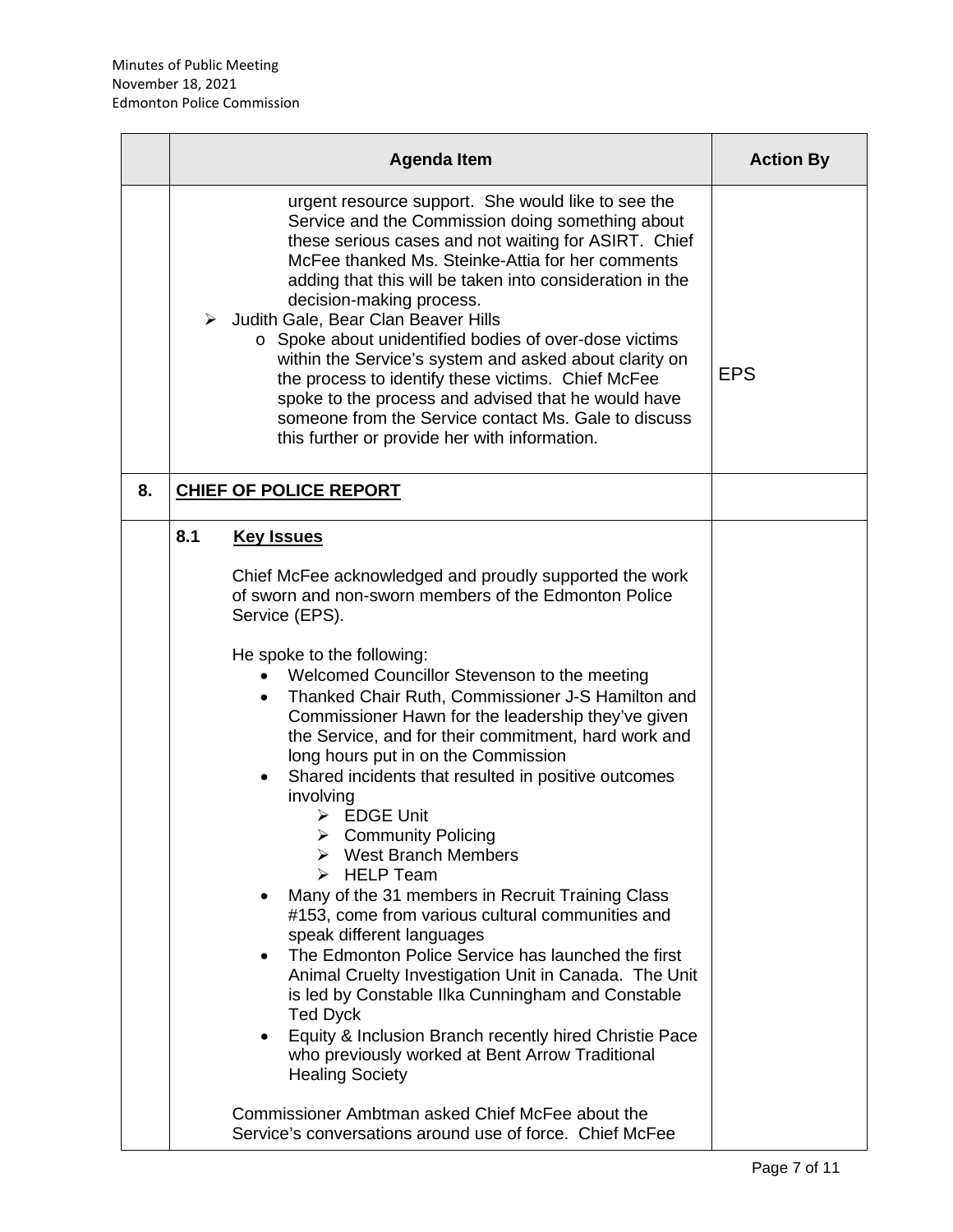| | Agenda Item | Action By |
|---|---|---|
| | urgent resource support. She would like to see the Service and the Commission doing something about these serious cases and not waiting for ASIRT. Chief McFee thanked Ms. Steinke-Attia for her comments adding that this will be taken into consideration in the decision-making process.<br>➢ Judith Gale, Bear Clan Beaver Hills<br>o Spoke about unidentified bodies of over-dose victims within the Service's system and asked about clarity on the process to identify these victims. Chief McFee spoke to the process and advised that he would have someone from the Service contact Ms. Gale to discuss this further or provide her with information. | EPS |
| 8. | **CHIEF OF POLICE REPORT** | |
| | **8.1 Key Issues**<br><br>Chief McFee acknowledged and proudly supported the work of sworn and non-sworn members of the Edmonton Police Service (EPS).<br><br>He spoke to the following:<br>• Welcomed Councillor Stevenson to the meeting<br>• Thanked Chair Ruth, Commissioner J-S Hamilton and Commissioner Hawn for the leadership they've given the Service, and for their commitment, hard work and long hours put in on the Commission<br>• Shared incidents that resulted in positive outcomes involving<br>➢ EDGE Unit<br>➢ Community Policing<br>➢ West Branch Members<br>➢ HELP Team<br>• Many of the 31 members in Recruit Training Class #153, come from various cultural communities and speak different languages<br>• The Edmonton Police Service has launched the first Animal Cruelty Investigation Unit in Canada. The Unit is led by Constable Ilka Cunningham and Constable Ted Dyck<br>• Equity & Inclusion Branch recently hired Christie Pace who previously worked at Bent Arrow Traditional Healing Society<br><br>Commissioner Ambtman asked Chief McFee about the Service's conversations around use of force. Chief McFee | |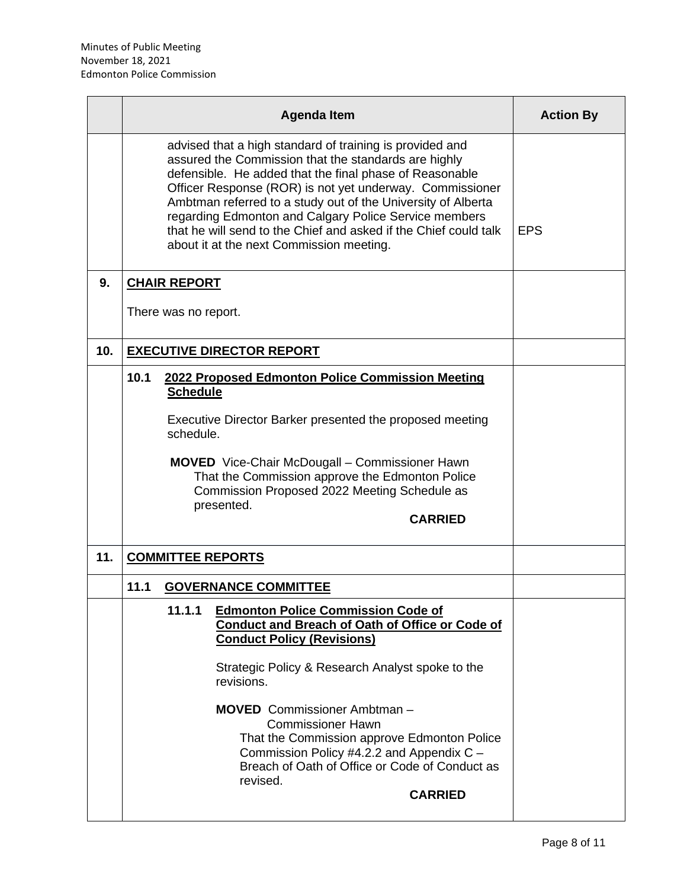| | Agenda Item | Action By |
|---|---|---|
| | advised that a high standard of training is provided and assured the Commission that the standards are highly defensible. He added that the final phase of Reasonable Officer Response (ROR) is not yet underway. Commissioner Ambtman referred to a study out of the University of Alberta regarding Edmonton and Calgary Police Service members that he will send to the Chief and asked if the Chief could talk about it at the next Commission meeting. | EPS |
| **9.** | **<u>CHAIR REPORT</u>**<br><br>There was no report. | |
| **10.** | **<u>EXECUTIVE DIRECTOR REPORT</u>** | |
| | **10.1 <u>2022 Proposed Edmonton Police Commission Meeting Schedule</u>**<br><br>Executive Director Barker presented the proposed meeting schedule.<br><br>**MOVED** Vice-Chair McDougall – Commissioner Hawn<br>That the Commission approve the Edmonton Police Commission Proposed 2022 Meeting Schedule as presented.<br>**CARRIED** | |
| **11.** | **<u>COMMITTEE REPORTS</u>** | |
| | **11.1 <u>GOVERNANCE COMMITTEE</u>** | |
| | **11.1.1 <u>Edmonton Police Commission Code of Conduct and Breach of Oath of Office or Code of Conduct Policy (Revisions)</u>**<br><br>Strategic Policy & Research Analyst spoke to the revisions.<br><br>**MOVED** Commissioner Ambtman – Commissioner Hawn<br>That the Commission approve Edmonton Police Commission Policy #4.2.2 and Appendix C – Breach of Oath of Office or Code of Conduct as revised.<br>**CARRIED** | |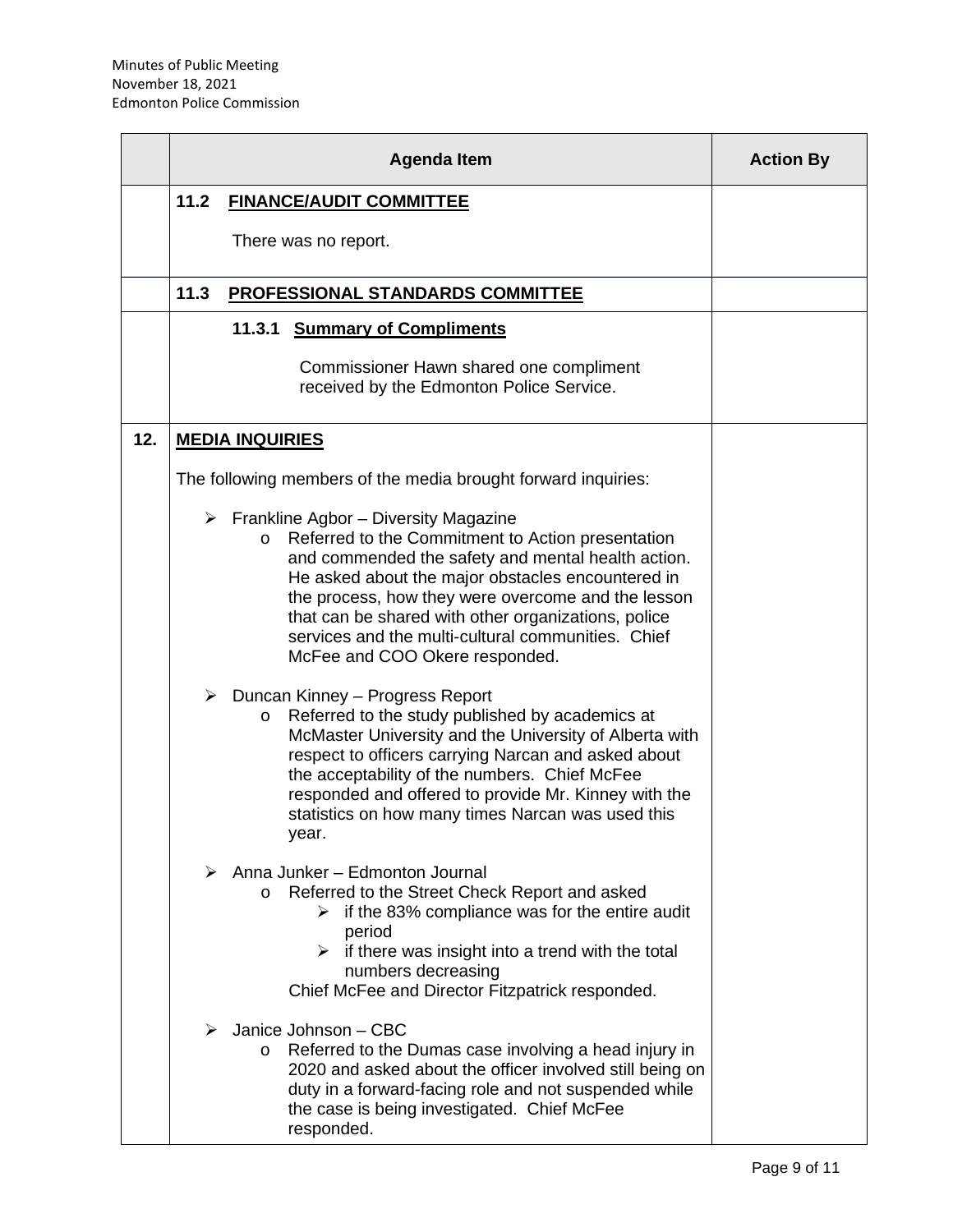| | Agenda Item | Action By |
|---|---|---|
| | **11.2 FINANCE/AUDIT COMMITTEE**<br><br>There was no report. | |
| | **11.3 PROFESSIONAL STANDARDS COMMITTEE** | |
| | **11.3.1 Summary of Compliments**<br><br>Commissioner Hawn shared one compliment received by the Edmonton Police Service. | |
| **12.** | **MEDIA INQUIRIES**<br><br>The following members of the media brought forward inquiries:<br><br>➢ Frankline Agbor – Diversity Magazine<br>o Referred to the Commitment to Action presentation and commended the safety and mental health action. He asked about the major obstacles encountered in the process, how they were overcome and the lesson that can be shared with other organizations, police services and the multi-cultural communities. Chief McFee and COO Okere responded.<br><br>➢ Duncan Kinney – Progress Report<br>o Referred to the study published by academics at McMaster University and the University of Alberta with respect to officers carrying Narcan and asked about the acceptability of the numbers. Chief McFee responded and offered to provide Mr. Kinney with the statistics on how many times Narcan was used this year.<br><br>➢ Anna Junker – Edmonton Journal<br>o Referred to the Street Check Report and asked<br>➢ if the 83% compliance was for the entire audit period<br>➢ if there was insight into a trend with the total numbers decreasing<br>Chief McFee and Director Fitzpatrick responded.<br><br>➢ Janice Johnson – CBC<br>o Referred to the Dumas case involving a head injury in 2020 and asked about the officer involved still being on duty in a forward-facing role and not suspended while the case is being investigated. Chief McFee responded. | |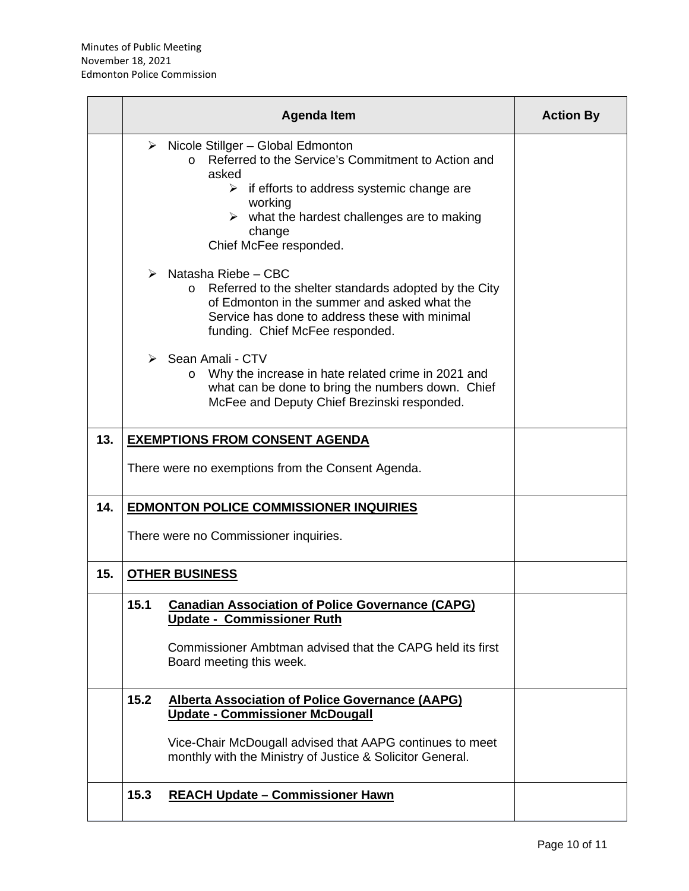| | Agenda Item | Action By |
|---|---|---|
| | ➢ Nicole Stillger – Global Edmonton<br>o Referred to the Service's Commitment to Action and asked<br>➢ if efforts to address systemic change are working<br>➢ what the hardest challenges are to making change<br>Chief McFee responded.<br><br>➢ Natasha Riebe – CBC<br>o Referred to the shelter standards adopted by the City of Edmonton in the summer and asked what the Service has done to address these with minimal funding. Chief McFee responded.<br><br>➢ Sean Amali - CTV<br>o Why the increase in hate related crime in 2021 and what can be done to bring the numbers down. Chief McFee and Deputy Chief Brezinski responded. | |
| **13.** | **EXEMPTIONS FROM CONSENT AGENDA**<br><br>There were no exemptions from the Consent Agenda. | |
| **14.** | **EDMONTON POLICE COMMISSIONER INQUIRIES**<br><br>There were no Commissioner inquiries. | |
| **15.** | **OTHER BUSINESS** | |
| | **15.1 Canadian Association of Police Governance (CAPG) Update - Commissioner Ruth**<br><br>Commissioner Ambtman advised that the CAPG held its first Board meeting this week. | |
| | **15.2 Alberta Association of Police Governance (AAPG) Update - Commissioner McDougall**<br><br>Vice-Chair McDougall advised that AAPG continues to meet monthly with the Ministry of Justice & Solicitor General. | |
| | **15.3 REACH Update – Commissioner Hawn** | |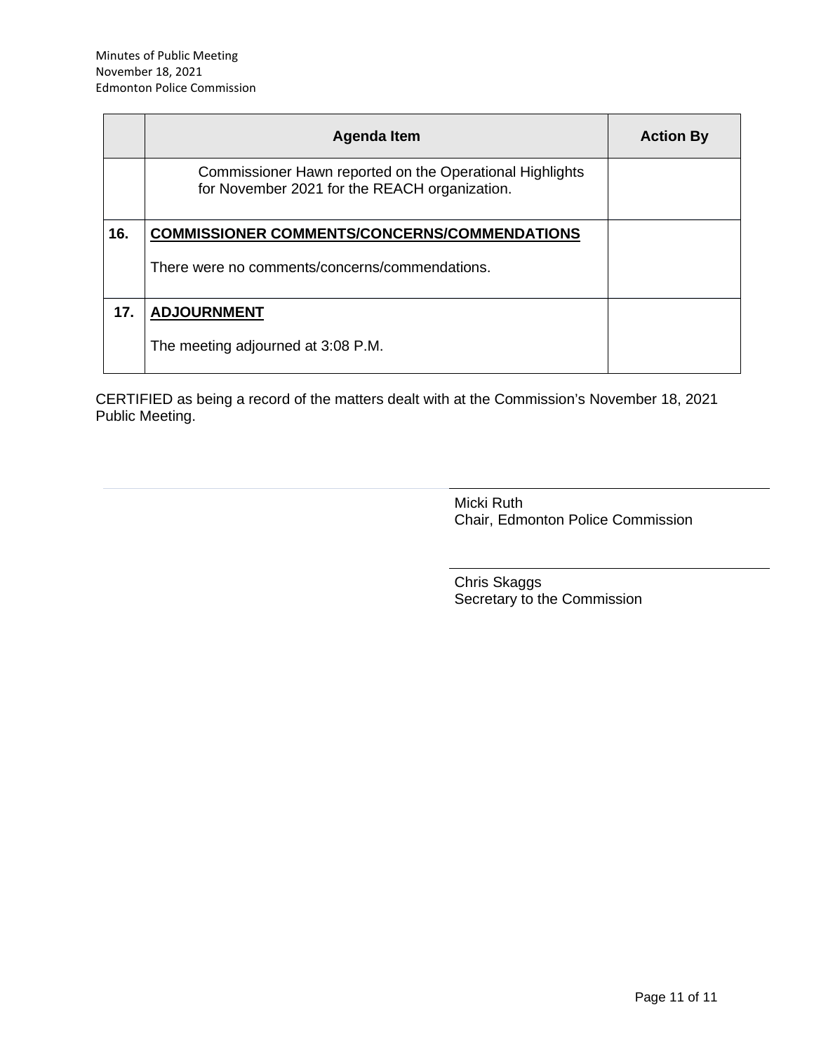| | Agenda Item | Action By |
|---|---|---|
| | Commissioner Hawn reported on the Operational Highlights for November 2021 for the REACH organization. | |
| **16.** | **COMMISSIONER COMMENTS/CONCERNS/COMMENDATIONS**<br><br>There were no comments/concerns/commendations. | |
| **17.** | **ADJOURNMENT**<br><br>The meeting adjourned at 3:08 P.M. | |

CERTIFIED as being a record of the matters dealt with at the Commission's November 18, 2021 Public Meeting.

Micki Ruth
Chair, Edmonton Police Commission

Chris Skaggs
Secretary to the Commission